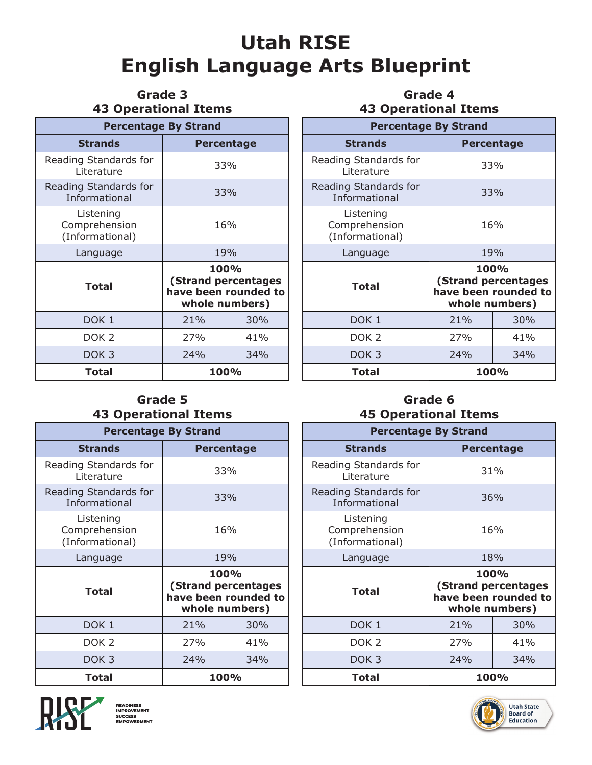# Utah RISE
# English Language Arts Blueprint

## Grade 3
### 43 Operational Items

| Percentage By Strand | | |
|---|---|---|
| **Strands** | **Percentage** | |
| Reading Standards for Literature | 33% | |
| Reading Standards for Informational | 33% | |
| Listening Comprehension (Informational) | 16% | |
| Language | 19% | |
| **Total** | **100% (Strand percentages have been rounded to whole numbers)** | |
| DOK 1 | 21% | 30% |
| DOK 2 | 27% | 41% |
| DOK 3 | 24% | 34% |
| **Total** | **100%** | |

## Grade 4
### 43 Operational Items

| Percentage By Strand | | |
|---|---|---|
| **Strands** | **Percentage** | |
| Reading Standards for Literature | 33% | |
| Reading Standards for Informational | 33% | |
| Listening Comprehension (Informational) | 16% | |
| Language | 19% | |
| **Total** | **100% (Strand percentages have been rounded to whole numbers)** | |
| DOK 1 | 21% | 30% |
| DOK 2 | 27% | 41% |
| DOK 3 | 24% | 34% |
| **Total** | **100%** | |

## Grade 5
### 43 Operational Items

| Percentage By Strand | | |
|---|---|---|
| **Strands** | **Percentage** | |
| Reading Standards for Literature | 33% | |
| Reading Standards for Informational | 33% | |
| Listening Comprehension (Informational) | 16% | |
| Language | 19% | |
| **Total** | **100% (Strand percentages have been rounded to whole numbers)** | |
| DOK 1 | 21% | 30% |
| DOK 2 | 27% | 41% |
| DOK 3 | 24% | 34% |
| **Total** | **100%** | |

## Grade 6
### 45 Operational Items

| Percentage By Strand | | |
|---|---|---|
| **Strands** | **Percentage** | |
| Reading Standards for Literature | 31% | |
| Reading Standards for Informational | 36% | |
| Listening Comprehension (Informational) | 16% | |
| Language | 18% | |
| **Total** | **100% (Strand percentages have been rounded to whole numbers)** | |
| DOK 1 | 21% | 30% |
| DOK 2 | 27% | 41% |
| DOK 3 | 24% | 34% |
| **Total** | **100%** | |

RISE — Readiness Improvement Success Empowerment

Utah State Board of Education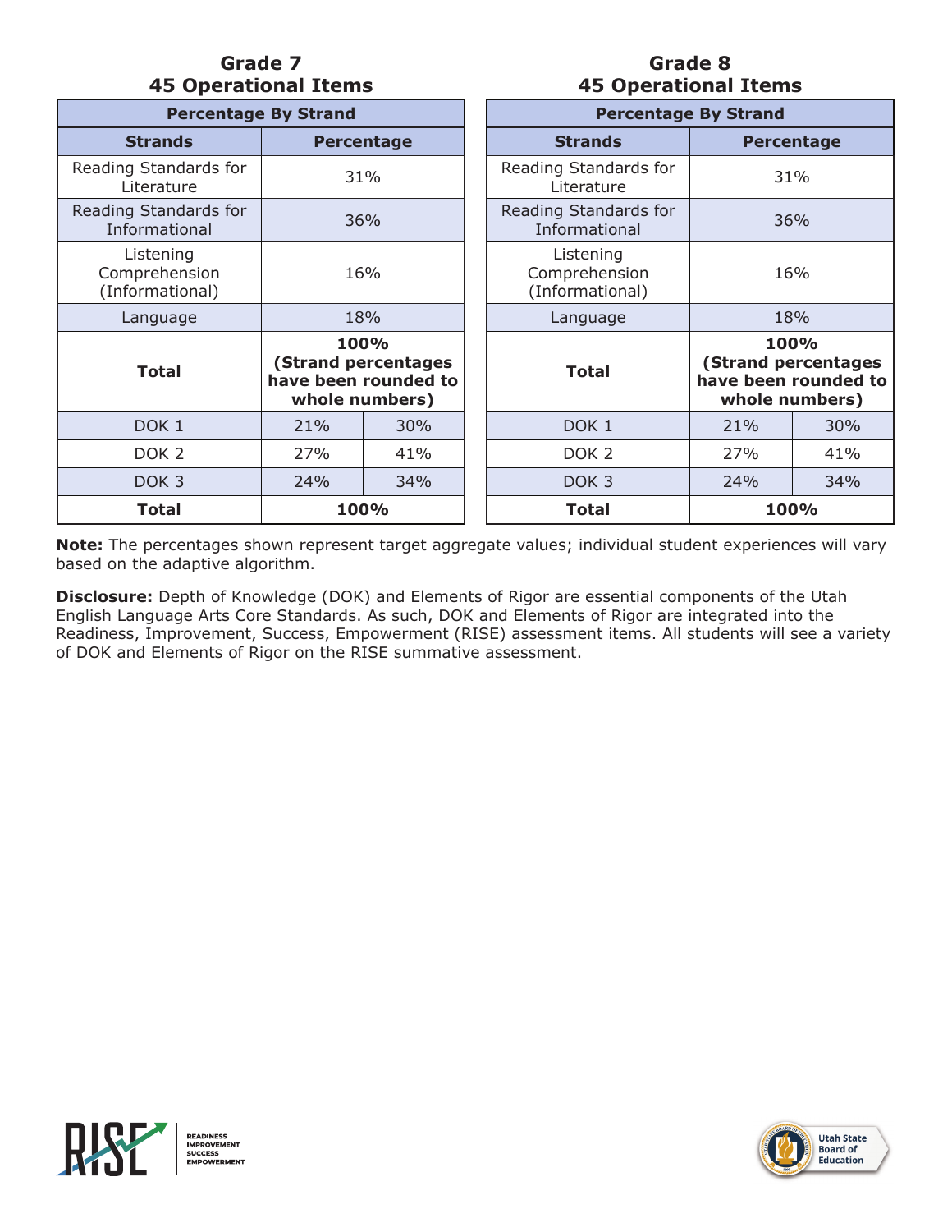## Grade 7
## 45 Operational Items

| Percentage By Strand | | |
|---|---|---|
| **Strands** | **Percentage** | |
| Reading Standards for Literature | 31% | |
| Reading Standards for Informational | 36% | |
| Listening Comprehension (Informational) | 16% | |
| Language | 18% | |
| **Total** | **100% (Strand percentages have been rounded to whole numbers)** | |
| DOK 1 | 21% | 30% |
| DOK 2 | 27% | 41% |
| DOK 3 | 24% | 34% |
| **Total** | **100%** | |

## Grade 8
## 45 Operational Items

| Percentage By Strand | | |
|---|---|---|
| **Strands** | **Percentage** | |
| Reading Standards for Literature | 31% | |
| Reading Standards for Informational | 36% | |
| Listening Comprehension (Informational) | 16% | |
| Language | 18% | |
| **Total** | **100% (Strand percentages have been rounded to whole numbers)** | |
| DOK 1 | 21% | 30% |
| DOK 2 | 27% | 41% |
| DOK 3 | 24% | 34% |
| **Total** | **100%** | |

**Note:** The percentages shown represent target aggregate values; individual student experiences will vary based on the adaptive algorithm.

**Disclosure:** Depth of Knowledge (DOK) and Elements of Rigor are essential components of the Utah English Language Arts Core Standards. As such, DOK and Elements of Rigor are integrated into the Readiness, Improvement, Success, Empowerment (RISE) assessment items. All students will see a variety of DOK and Elements of Rigor on the RISE summative assessment.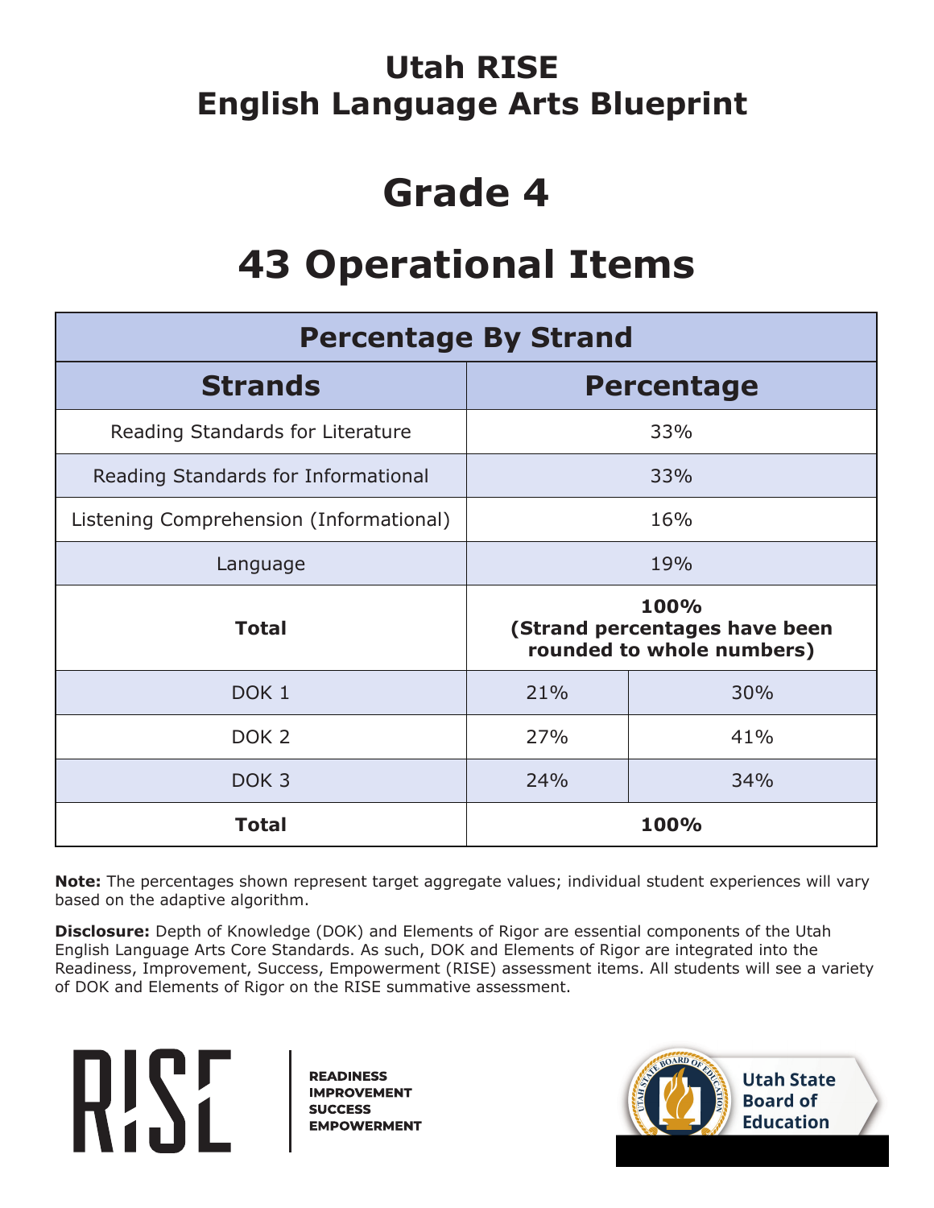# Utah RISE
# English Language Arts Blueprint

# Grade 4

# 43 Operational Items

| Percentage By Strand | | |
|---|---|---|
| **Strands** | **Percentage** | |
| Reading Standards for Literature | 33% | |
| Reading Standards for Informational | 33% | |
| Listening Comprehension (Informational) | 16% | |
| Language | 19% | |
| **Total** | **100% (Strand percentages have been rounded to whole numbers)** | |
| DOK 1 | 21% | 30% |
| DOK 2 | 27% | 41% |
| DOK 3 | 24% | 34% |
| **Total** | **100%** | |

**Note:** The percentages shown represent target aggregate values; individual student experiences will vary based on the adaptive algorithm.

**Disclosure:** Depth of Knowledge (DOK) and Elements of Rigor are essential components of the Utah English Language Arts Core Standards. As such, DOK and Elements of Rigor are integrated into the Readiness, Improvement, Success, Empowerment (RISE) assessment items. All students will see a variety of DOK and Elements of Rigor on the RISE summative assessment.

RISE | READINESS IMPROVEMENT SUCCESS EMPOWERMENT

Utah State Board of Education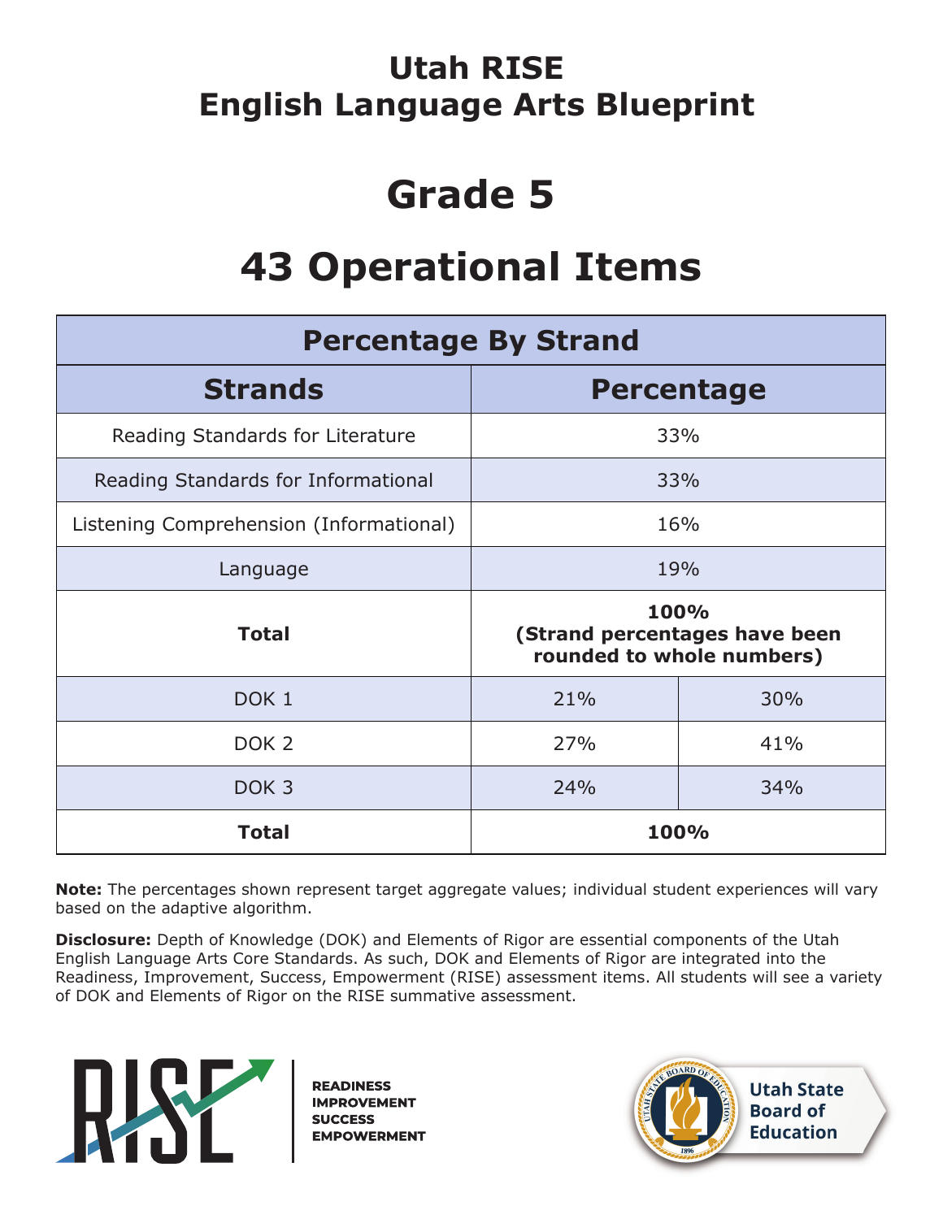# Utah RISE
# English Language Arts Blueprint

# Grade 5

# 43 Operational Items

| Percentage By Strand | | |
|---|---|---|
| **Strands** | **Percentage** | |
| Reading Standards for Literature | 33% | |
| Reading Standards for Informational | 33% | |
| Listening Comprehension (Informational) | 16% | |
| Language | 19% | |
| **Total** | **100% (Strand percentages have been rounded to whole numbers)** | |
| DOK 1 | 21% | 30% |
| DOK 2 | 27% | 41% |
| DOK 3 | 24% | 34% |
| **Total** | **100%** | |

**Note:** The percentages shown represent target aggregate values; individual student experiences will vary based on the adaptive algorithm.

**Disclosure:** Depth of Knowledge (DOK) and Elements of Rigor are essential components of the Utah English Language Arts Core Standards. As such, DOK and Elements of Rigor are integrated into the Readiness, Improvement, Success, Empowerment (RISE) assessment items. All students will see a variety of DOK and Elements of Rigor on the RISE summative assessment.

RISE
READINESS
IMPROVEMENT
SUCCESS
EMPOWERMENT

Utah State Board of Education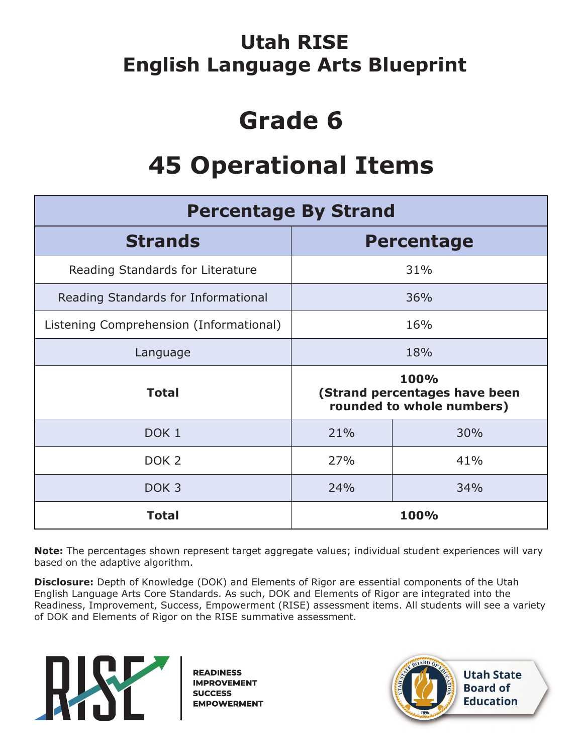# Utah RISE
# English Language Arts Blueprint

# Grade 6

# 45 Operational Items

| Percentage By Strand | | |
|---|---|---|
| **Strands** | **Percentage** | |
| Reading Standards for Literature | 31% | |
| Reading Standards for Informational | 36% | |
| Listening Comprehension (Informational) | 16% | |
| Language | 18% | |
| **Total** | **100% (Strand percentages have been rounded to whole numbers)** | |
| DOK 1 | 21% | 30% |
| DOK 2 | 27% | 41% |
| DOK 3 | 24% | 34% |
| **Total** | **100%** | |

**Note:** The percentages shown represent target aggregate values; individual student experiences will vary based on the adaptive algorithm.

**Disclosure:** Depth of Knowledge (DOK) and Elements of Rigor are essential components of the Utah English Language Arts Core Standards. As such, DOK and Elements of Rigor are integrated into the Readiness, Improvement, Success, Empowerment (RISE) assessment items. All students will see a variety of DOK and Elements of Rigor on the RISE summative assessment.

RISE
READINESS
IMPROVEMENT
SUCCESS
EMPOWERMENT

Utah State Board of Education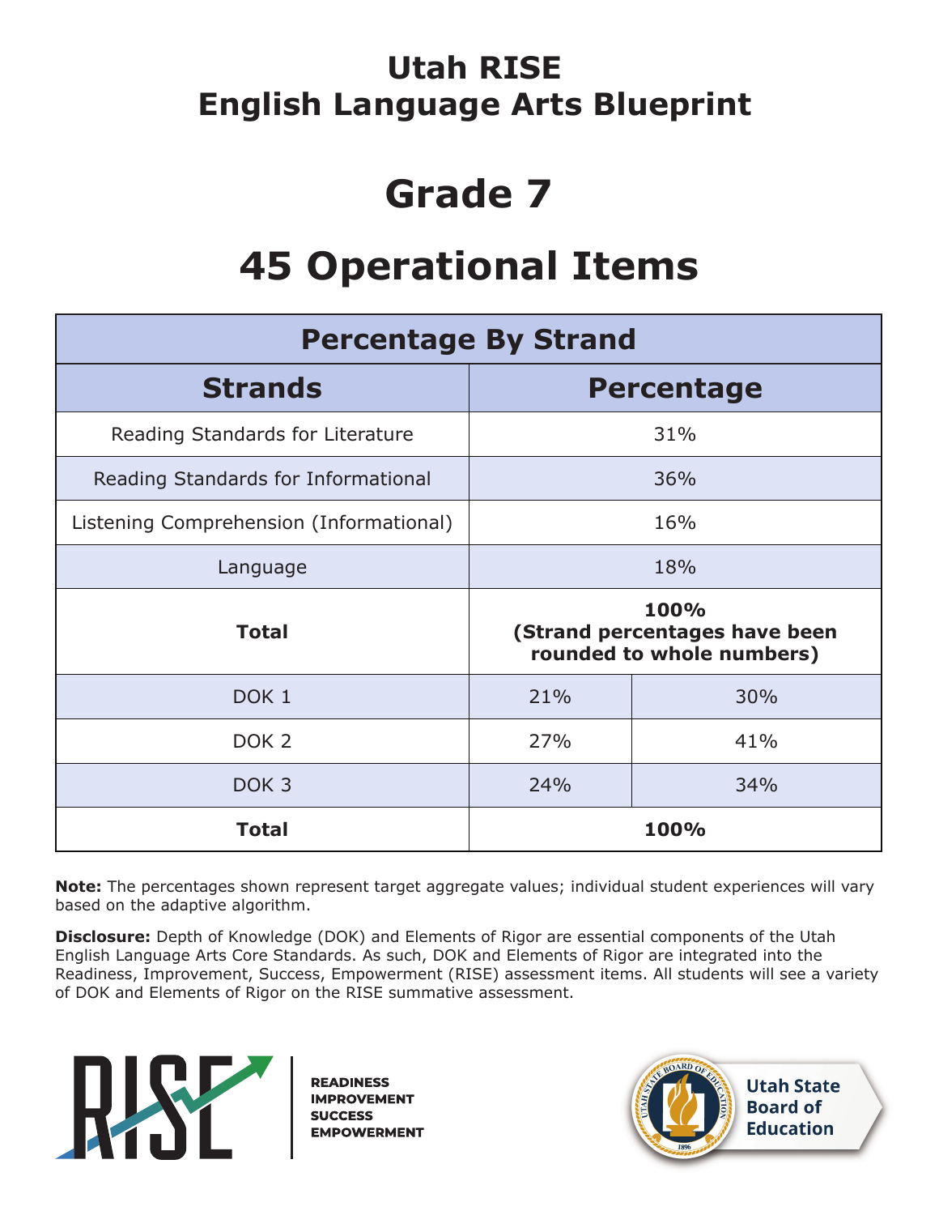# Utah RISE English Language Arts Blueprint

# Grade 7

# 45 Operational Items

| Percentage By Strand | | |
|---|---|---|
| **Strands** | **Percentage** | |
| Reading Standards for Literature | 31% | |
| Reading Standards for Informational | 36% | |
| Listening Comprehension (Informational) | 16% | |
| Language | 18% | |
| **Total** | **100% (Strand percentages have been rounded to whole numbers)** | |
| DOK 1 | 21% | 30% |
| DOK 2 | 27% | 41% |
| DOK 3 | 24% | 34% |
| **Total** | **100%** | |

**Note:** The percentages shown represent target aggregate values; individual student experiences will vary based on the adaptive algorithm.

**Disclosure:** Depth of Knowledge (DOK) and Elements of Rigor are essential components of the Utah English Language Arts Core Standards. As such, DOK and Elements of Rigor are integrated into the Readiness, Improvement, Success, Empowerment (RISE) assessment items. All students will see a variety of DOK and Elements of Rigor on the RISE summative assessment.

RISE — READINESS IMPROVEMENT SUCCESS EMPOWERMENT

Utah State Board of Education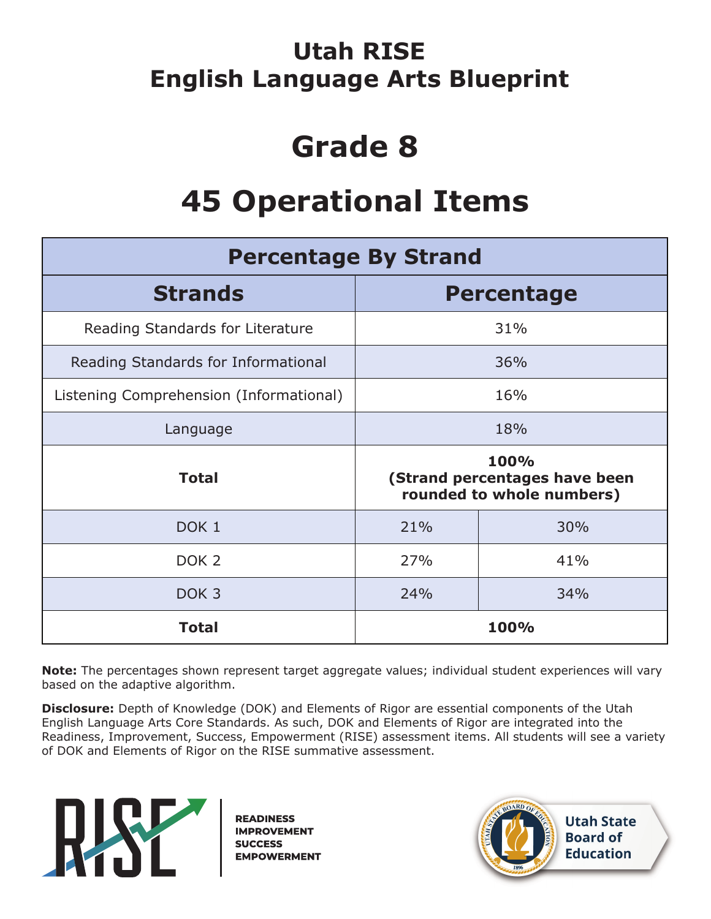# Utah RISE English Language Arts Blueprint

# Grade 8

# 45 Operational Items

| Percentage By Strand | | |
|---|---|---|
| **Strands** | **Percentage** | |
| Reading Standards for Literature | 31% | |
| Reading Standards for Informational | 36% | |
| Listening Comprehension (Informational) | 16% | |
| Language | 18% | |
| **Total** | **100% (Strand percentages have been rounded to whole numbers)** | |
| DOK 1 | 21% | 30% |
| DOK 2 | 27% | 41% |
| DOK 3 | 24% | 34% |
| **Total** | **100%** | |

**Note:** The percentages shown represent target aggregate values; individual student experiences will vary based on the adaptive algorithm.

**Disclosure:** Depth of Knowledge (DOK) and Elements of Rigor are essential components of the Utah English Language Arts Core Standards. As such, DOK and Elements of Rigor are integrated into the Readiness, Improvement, Success, Empowerment (RISE) assessment items. All students will see a variety of DOK and Elements of Rigor on the RISE summative assessment.

RISE

READINESS
IMPROVEMENT
SUCCESS
EMPOWERMENT

Utah State Board of Education